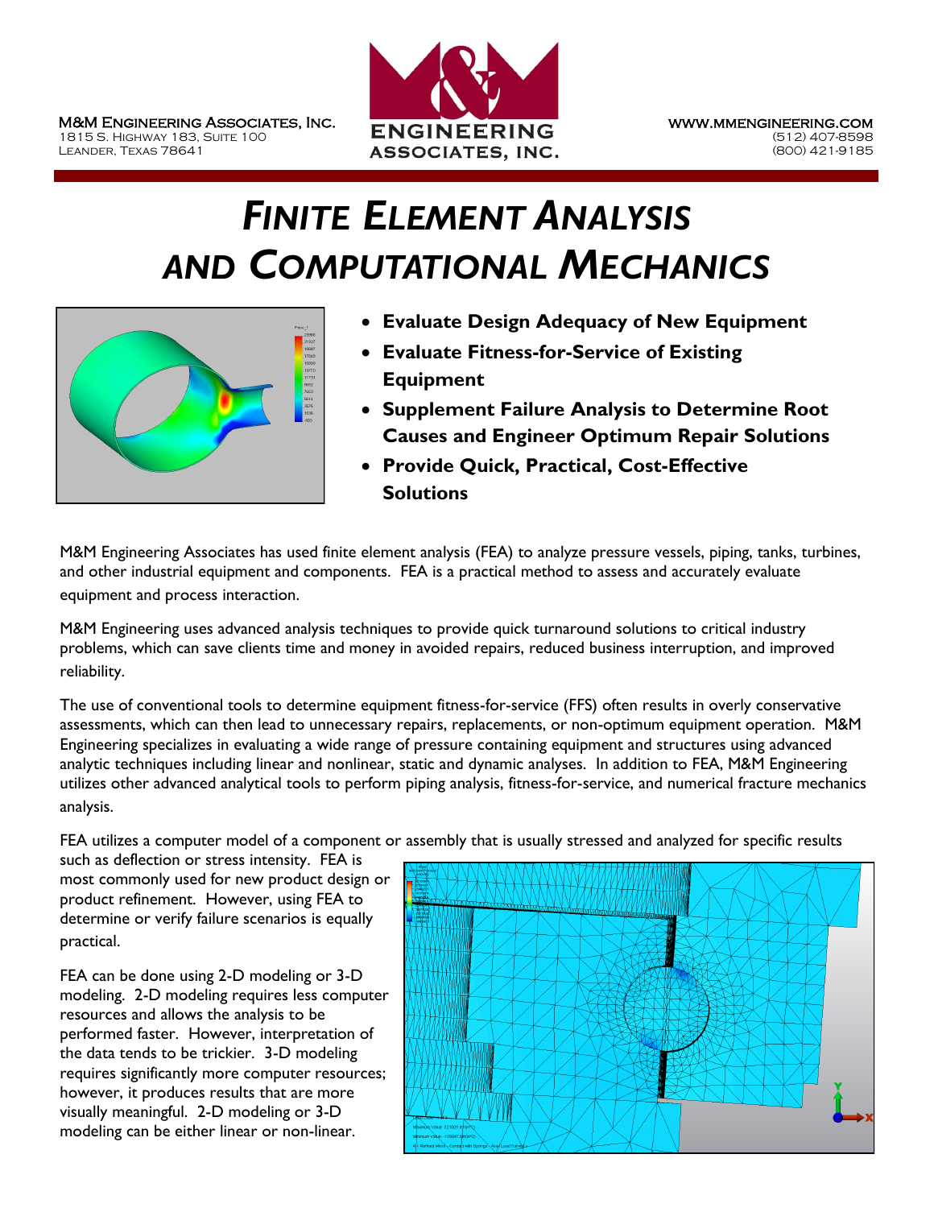M&M Engineering Associates, Inc.
1815 S. Highway 183, Suite 100
Leander, Texas 78641

www.mmengineering.com
(512) 407-8598
(800) 421-9185

# *Finite Element Analysis and Computational Mechanics*

- **Evaluate Design Adequacy of New Equipment**
- **Evaluate Fitness-for-Service of Existing Equipment**
- **Supplement Failure Analysis to Determine Root Causes and Engineer Optimum Repair Solutions**
- **Provide Quick, Practical, Cost-Effective Solutions**

M&M Engineering Associates has used finite element analysis (FEA) to analyze pressure vessels, piping, tanks, turbines, and other industrial equipment and components. FEA is a practical method to assess and accurately evaluate equipment and process interaction.

M&M Engineering uses advanced analysis techniques to provide quick turnaround solutions to critical industry problems, which can save clients time and money in avoided repairs, reduced business interruption, and improved reliability.

The use of conventional tools to determine equipment fitness-for-service (FFS) often results in overly conservative assessments, which can then lead to unnecessary repairs, replacements, or non-optimum equipment operation. M&M Engineering specializes in evaluating a wide range of pressure containing equipment and structures using advanced analytic techniques including linear and nonlinear, static and dynamic analyses. In addition to FEA, M&M Engineering utilizes other advanced analytical tools to perform piping analysis, fitness-for-service, and numerical fracture mechanics analysis.

FEA utilizes a computer model of a component or assembly that is usually stressed and analyzed for specific results such as deflection or stress intensity. FEA is most commonly used for new product design or product refinement. However, using FEA to determine or verify failure scenarios is equally practical.

FEA can be done using 2-D modeling or 3-D modeling. 2-D modeling requires less computer resources and allows the analysis to be performed faster. However, interpretation of the data tends to be trickier. 3-D modeling requires significantly more computer resources; however, it produces results that are more visually meaningful. 2-D modeling or 3-D modeling can be either linear or non-linear.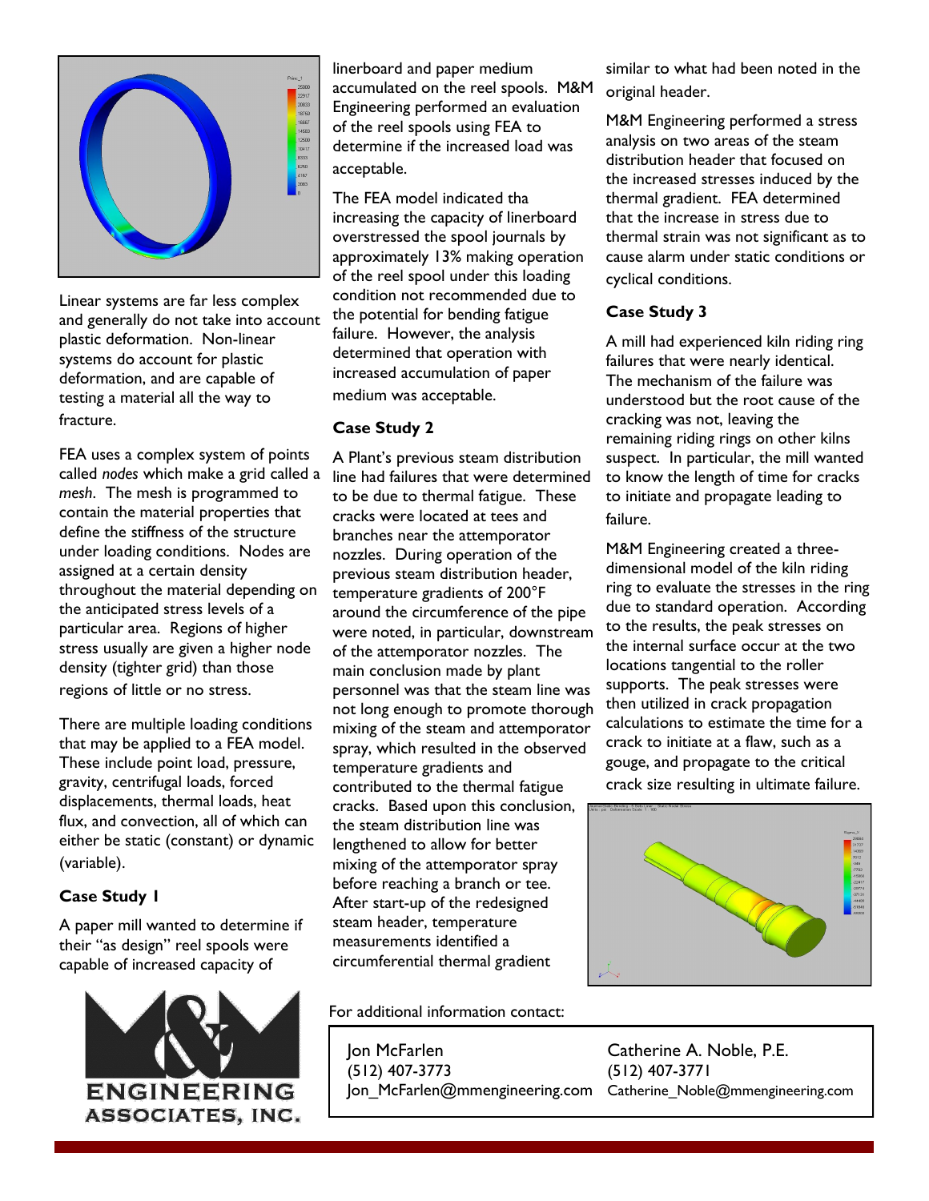Linear systems are far less complex and generally do not take into account plastic deformation. Non-linear systems do account for plastic deformation, and are capable of testing a material all the way to fracture.

FEA uses a complex system of points called *nodes* which make a grid called a *mesh*. The mesh is programmed to contain the material properties that define the stiffness of the structure under loading conditions. Nodes are assigned at a certain density throughout the material depending on the anticipated stress levels of a particular area. Regions of higher stress usually are given a higher node density (tighter grid) than those regions of little or no stress.

There are multiple loading conditions that may be applied to a FEA model. These include point load, pressure, gravity, centrifugal loads, forced displacements, thermal loads, heat flux, and convection, all of which can either be static (constant) or dynamic (variable).

**Case Study 1**

A paper mill wanted to determine if their "as design" reel spools were capable of increased capacity of linerboard and paper medium accumulated on the reel spools. M&M Engineering performed an evaluation of the reel spools using FEA to determine if the increased load was acceptable.

The FEA model indicated tha increasing the capacity of linerboard overstressed the spool journals by approximately 13% making operation of the reel spool under this loading condition not recommended due to the potential for bending fatigue failure. However, the analysis determined that operation with increased accumulation of paper medium was acceptable.

**Case Study 2**

A Plant's previous steam distribution line had failures that were determined to be due to thermal fatigue. These cracks were located at tees and branches near the attemporator nozzles. During operation of the previous steam distribution header, temperature gradients of 200°F around the circumference of the pipe were noted, in particular, downstream of the attemporator nozzles. The main conclusion made by plant personnel was that the steam line was not long enough to promote thorough mixing of the steam and attemporator spray, which resulted in the observed temperature gradients and contributed to the thermal fatigue cracks. Based upon this conclusion, the steam distribution line was lengthened to allow for better mixing of the attemporator spray before reaching a branch or tee. After start-up of the redesigned steam header, temperature measurements identified a circumferential thermal gradient similar to what had been noted in the original header.

M&M Engineering performed a stress analysis on two areas of the steam distribution header that focused on the increased stresses induced by the thermal gradient. FEA determined that the increase in stress due to thermal strain was not significant as to cause alarm under static conditions or cyclical conditions.

**Case Study 3**

A mill had experienced kiln riding ring failures that were nearly identical. The mechanism of the failure was understood but the root cause of the cracking was not, leaving the remaining riding rings on other kilns suspect. In particular, the mill wanted to know the length of time for cracks to initiate and propagate leading to failure.

M&M Engineering created a three-dimensional model of the kiln riding ring to evaluate the stresses in the ring due to standard operation. According to the results, the peak stresses on the internal surface occur at the two locations tangential to the roller supports. The peak stresses were then utilized in crack propagation calculations to estimate the time for a crack to initiate at a flaw, such as a gouge, and propagate to the critical crack size resulting in ultimate failure.

For additional information contact:

| | |
|---|---|
| Jon McFarlen | Catherine A. Noble, P.E. |
| (512) 407-3773 | (512) 407-3771 |
| Jon_McFarlen@mmengineering.com | Catherine_Noble@mmengineering.com |